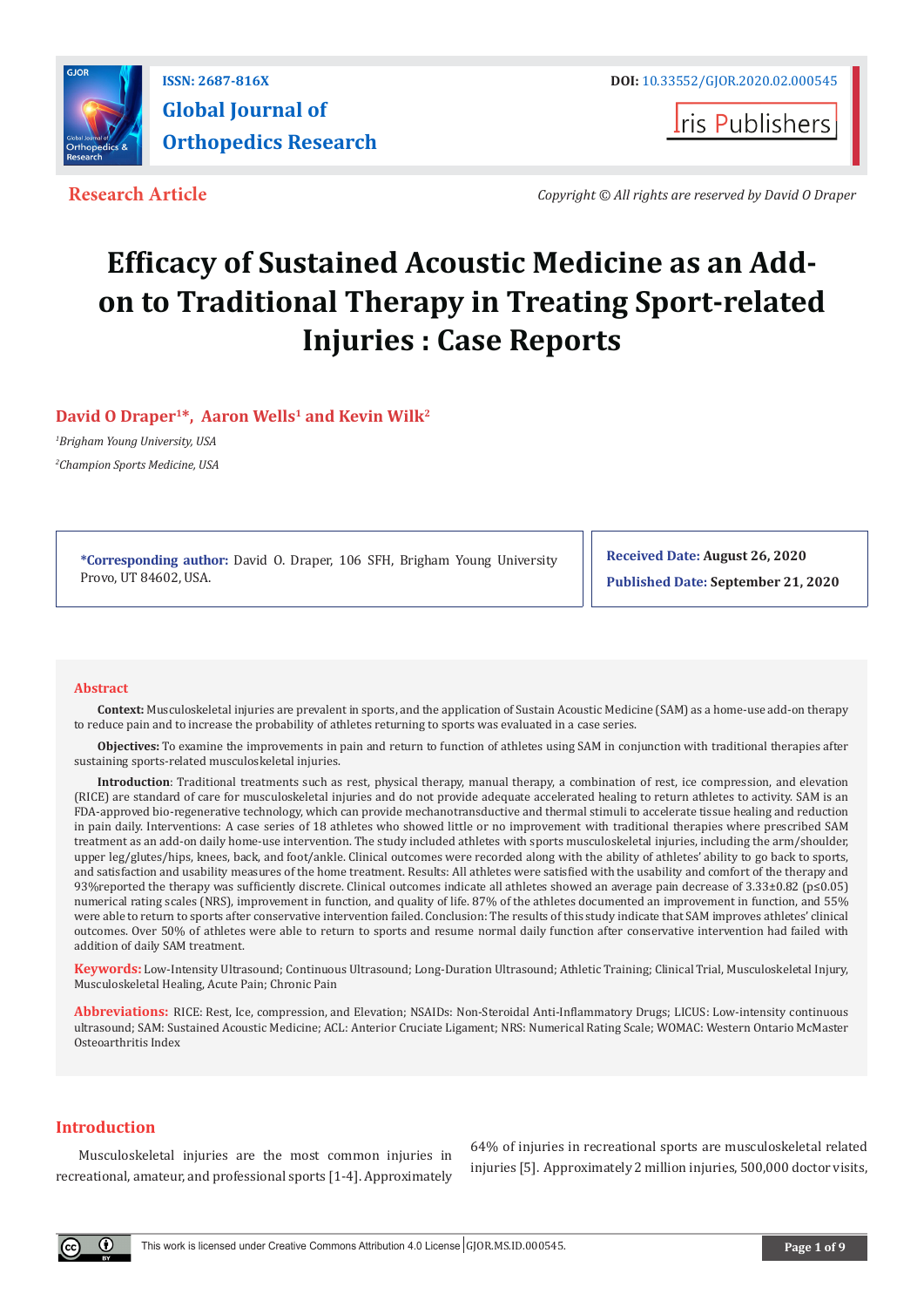**Research Article**

*Copyright © All rights are reserved by David O Draper*

# Efficacy of Sustained Acoustic Medicine as an Add-on to Traditional Therapy in Treating Sport-related Injuries : Case Reports

**David O Draper[1]*, Aaron Wells[1] and Kevin Wilk[2]**

[1]*Brigham Young University, USA*

[2]*Champion Sports Medicine, USA*

**\*Corresponding author:** David O. Draper, 106 SFH, Brigham Young University Provo, UT 84602, USA.

**Received Date: August 26, 2020**

**Published Date: September 21, 2020**

## Abstract

**Context:** Musculoskeletal injuries are prevalent in sports, and the application of Sustain Acoustic Medicine (SAM) as a home-use add-on therapy to reduce pain and to increase the probability of athletes returning to sports was evaluated in a case series.

**Objectives:** To examine the improvements in pain and return to function of athletes using SAM in conjunction with traditional therapies after sustaining sports-related musculoskeletal injuries.

**Introduction**: Traditional treatments such as rest, physical therapy, manual therapy, a combination of rest, ice compression, and elevation (RICE) are standard of care for musculoskeletal injuries and do not provide adequate accelerated healing to return athletes to activity. SAM is an FDA-approved bio-regenerative technology, which can provide mechanotransductive and thermal stimuli to accelerate tissue healing and reduction in pain daily. Interventions: A case series of 18 athletes who showed little or no improvement with traditional therapies where prescribed SAM treatment as an add-on daily home-use intervention. The study included athletes with sports musculoskeletal injuries, including the arm/shoulder, upper leg/glutes/hips, knees, back, and foot/ankle. Clinical outcomes were recorded along with the ability of athletes' ability to go back to sports, and satisfaction and usability measures of the home treatment. Results: All athletes were satisfied with the usability and comfort of the therapy and 93%reported the therapy was sufficiently discrete. Clinical outcomes indicate all athletes showed an average pain decrease of $3.33 \pm 0.82$ ($p \leq 0.05$) numerical rating scales (NRS), improvement in function, and quality of life. 87% of the athletes documented an improvement in function, and 55% were able to return to sports after conservative intervention failed. Conclusion: The results of this study indicate that SAM improves athletes' clinical outcomes. Over 50% of athletes were able to return to sports and resume normal daily function after conservative intervention had failed with addition of daily SAM treatment.

**Keywords:** Low-Intensity Ultrasound; Continuous Ultrasound; Long-Duration Ultrasound; Athletic Training; Clinical Trial, Musculoskeletal Injury, Musculoskeletal Healing, Acute Pain; Chronic Pain

**Abbreviations:** RICE: Rest, Ice, compression, and Elevation; NSAIDs: Non-Steroidal Anti-Inflammatory Drugs; LICUS: Low-intensity continuous ultrasound; SAM: Sustained Acoustic Medicine; ACL: Anterior Cruciate Ligament; NRS: Numerical Rating Scale; WOMAC: Western Ontario McMaster Osteoarthritis Index

## Introduction

Musculoskeletal injuries are the most common injuries in recreational, amateur, and professional sports [1-4]. Approximately 64% of injuries in recreational sports are musculoskeletal related injuries [5]. Approximately 2 million injuries, 500,000 doctor visits,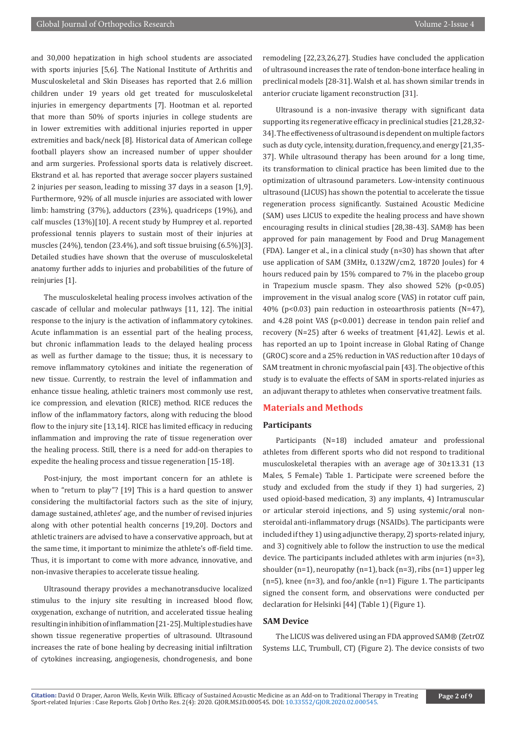and 30,000 hepatization in high school students are associated with sports injuries [5,6]. The National Institute of Arthritis and Musculoskeletal and Skin Diseases has reported that 2.6 million children under 19 years old get treated for musculoskeletal injuries in emergency departments [7]. Hootman et al. reported that more than 50% of sports injuries in college students are in lower extremities with additional injuries reported in upper extremities and back/neck [8]. Historical data of American college football players show an increased number of upper shoulder and arm surgeries. Professional sports data is relatively discreet. Ekstrand et al. has reported that average soccer players sustained 2 injuries per season, leading to missing 37 days in a season [1,9]. Furthermore, 92% of all muscle injuries are associated with lower limb: hamstring (37%), adductors (23%), quadriceps (19%), and calf muscles (13%)[10]. A recent study by Humprey et al. reported professional tennis players to sustain most of their injuries at muscles (24%), tendon (23.4%), and soft tissue bruising (6.5%)[3]. Detailed studies have shown that the overuse of musculoskeletal anatomy further adds to injuries and probabilities of the future of reinjuries [1].

The musculoskeletal healing process involves activation of the cascade of cellular and molecular pathways [11, 12]. The initial response to the injury is the activation of inflammatory cytokines. Acute inflammation is an essential part of the healing process, but chronic inflammation leads to the delayed healing process as well as further damage to the tissue; thus, it is necessary to remove inflammatory cytokines and initiate the regeneration of new tissue. Currently, to restrain the level of inflammation and enhance tissue healing, athletic trainers most commonly use rest, ice compression, and elevation (RICE) method. RICE reduces the inflow of the inflammatory factors, along with reducing the blood flow to the injury site [13,14]. RICE has limited efficacy in reducing inflammation and improving the rate of tissue regeneration over the healing process. Still, there is a need for add-on therapies to expedite the healing process and tissue regeneration [15-18].

Post-injury, the most important concern for an athlete is when to "return to play"? [19] This is a hard question to answer considering the multifactorial factors such as the site of injury, damage sustained, athletes' age, and the number of revised injuries along with other potential health concerns [19,20]. Doctors and athletic trainers are advised to have a conservative approach, but at the same time, it important to minimize the athlete's off-field time. Thus, it is important to come with more advance, innovative, and non-invasive therapies to accelerate tissue healing.

Ultrasound therapy provides a mechanotransducive localized stimulus to the injury site resulting in increased blood flow, oxygenation, exchange of nutrition, and accelerated tissue healing resulting in inhibition of inflammation [21-25]. Multiple studies have shown tissue regenerative properties of ultrasound. Ultrasound increases the rate of bone healing by decreasing initial infiltration of cytokines increasing, angiogenesis, chondrogenesis, and bone remodeling [22,23,26,27]. Studies have concluded the application of ultrasound increases the rate of tendon-bone interface healing in preclinical models [28-31]. Walsh et al. has shown similar trends in anterior cruciate ligament reconstruction [31].

Ultrasound is a non-invasive therapy with significant data supporting its regenerative efficacy in preclinical studies [21,28,32-34]. The effectiveness of ultrasound is dependent on multiple factors such as duty cycle, intensity, duration, frequency, and energy [21,35-37]. While ultrasound therapy has been around for a long time, its transformation to clinical practice has been limited due to the optimization of ultrasound parameters. Low-intensity continuous ultrasound (LICUS) has shown the potential to accelerate the tissue regeneration process significantly. Sustained Acoustic Medicine (SAM) uses LICUS to expedite the healing process and have shown encouraging results in clinical studies [28,38-43]. SAM® has been approved for pain management by Food and Drug Management (FDA). Langer et al., in a clinical study (n=30) has shown that after use application of SAM (3MHz, 0.132W/cm2, 18720 Joules) for 4 hours reduced pain by 15% compared to 7% in the placebo group in Trapezium muscle spasm. They also showed 52% ($p<0.05$) improvement in the visual analog score (VAS) in rotator cuff pain, 40% ($p<0.03$) pain reduction in osteoarthrosis patients (N=47), and 4.28 point VAS ($p<0.001$) decrease in tendon pain relief and recovery (N=25) after 6 weeks of treatment [41,42]. Lewis et al. has reported an up to 1point increase in Global Rating of Change (GROC) score and a 25% reduction in VAS reduction after 10 days of SAM treatment in chronic myofascial pain [43]. The objective of this study is to evaluate the effects of SAM in sports-related injuries as an adjuvant therapy to athletes when conservative treatment fails.

## Materials and Methods

### Participants

Participants (N=18) included amateur and professional athletes from different sports who did not respond to traditional musculoskeletal therapies with an average age of 30±13.31 (13 Males, 5 Female) Table 1. Participate were screened before the study and excluded from the study if they 1) had surgeries, 2) used opioid-based medication, 3) any implants, 4) Intramuscular or articular steroid injections, and 5) using systemic/oral non-steroidal anti-inflammatory drugs (NSAIDs). The participants were included if they 1) using adjunctive therapy, 2) sports-related injury, and 3) cognitively able to follow the instruction to use the medical device. The participants included athletes with arm injuries (n=3), shoulder (n=1), neuropathy (n=1), back (n=3), ribs (n=1) upper leg (n=5), knee (n=3), and foo/ankle (n=1) Figure 1. The participants signed the consent form, and observations were conducted per declaration for Helsinki [44] (Table 1) (Figure 1).

### SAM Device

The LICUS was delivered using an FDA approved SAM® (ZetrOZ Systems LLC, Trumbull, CT) (Figure 2). The device consists of two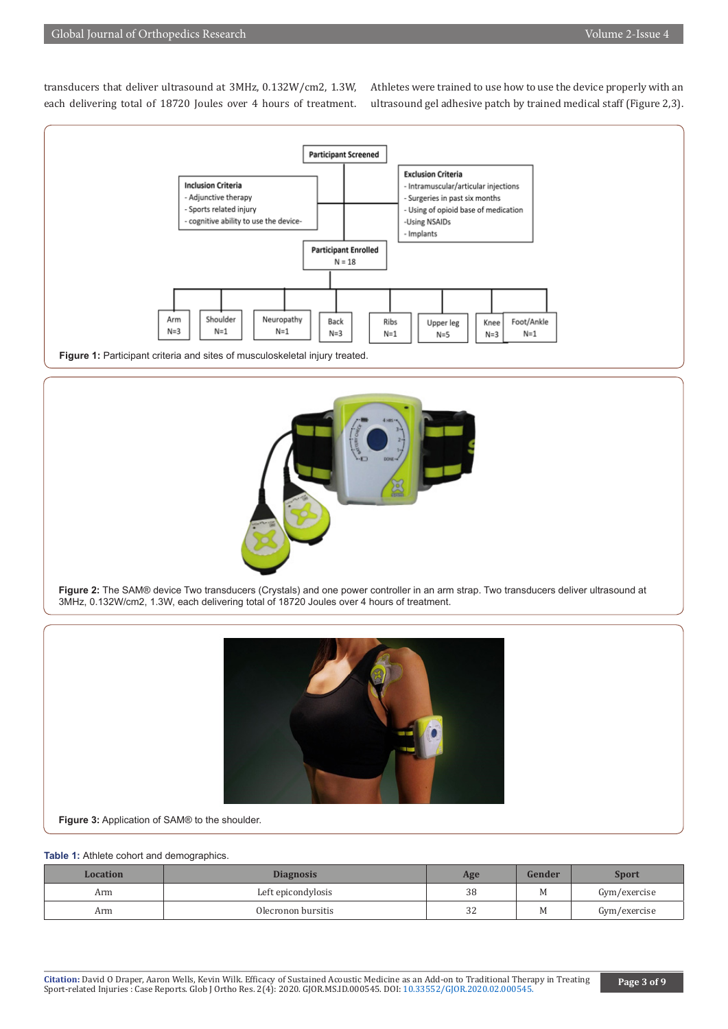transducers that deliver ultrasound at 3MHz, 0.132W/cm2, 1.3W, each delivering total of 18720 Joules over 4 hours of treatment. Athletes were trained to use how to use the device properly with an ultrasound gel adhesive patch by trained medical staff (Figure 2,3).

Figure 1: Participant criteria and sites of musculoskeletal injury treated.

Figure 2: The SAM® device Two transducers (Crystals) and one power controller in an arm strap. Two transducers deliver ultrasound at 3MHz, 0.132W/cm2, 1.3W, each delivering total of 18720 Joules over 4 hours of treatment.

Figure 3: Application of SAM® to the shoulder.

**Table 1:** Athlete cohort and demographics.

| Location | Diagnosis | Age | Gender | Sport |
|---|---|---|---|---|
| Arm | Left epicondylosis | 38 | M | Gym/exercise |
| Arm | Olecronon bursitis | 32 | M | Gym/exercise |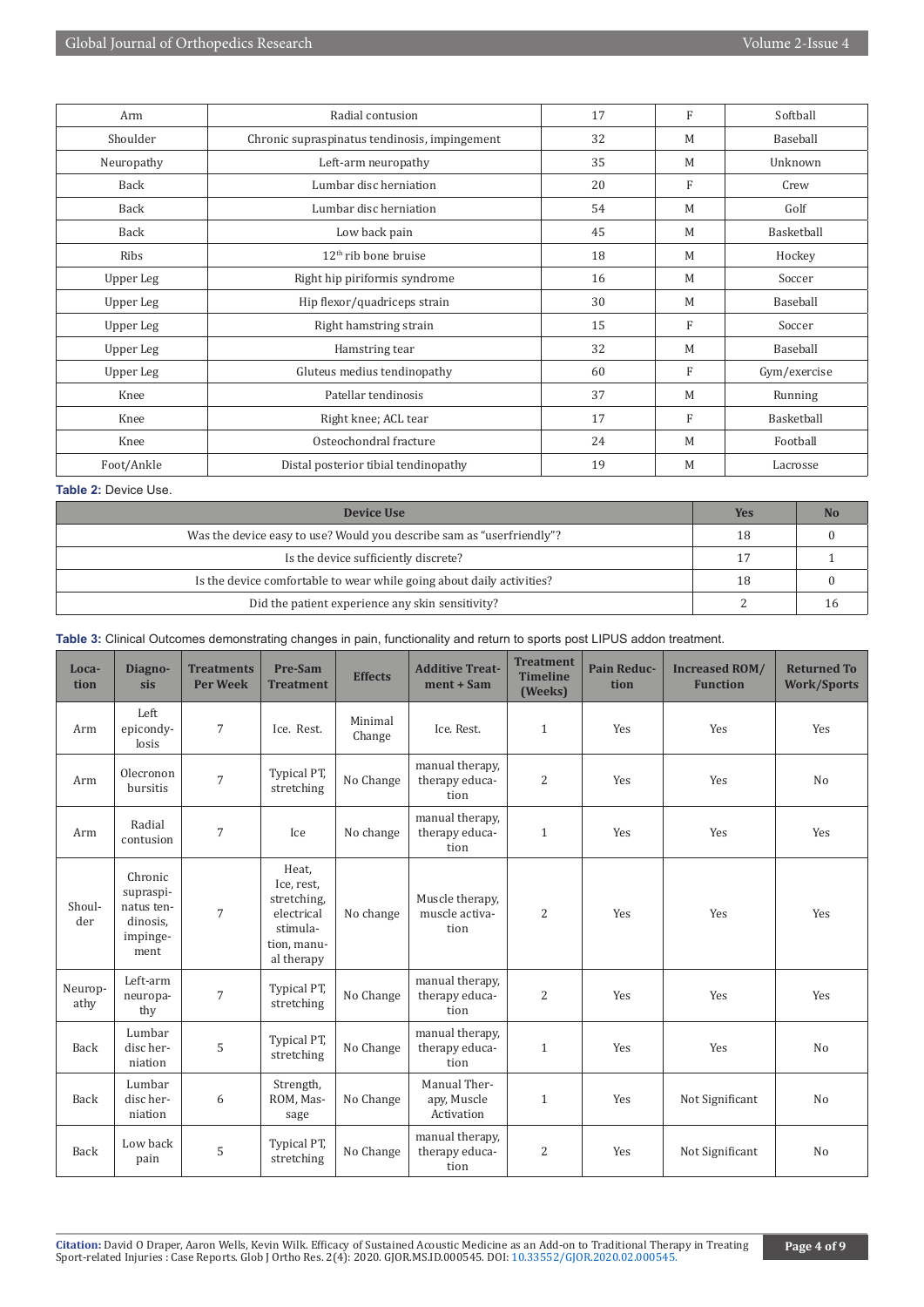| Arm | Radial contusion | 17 | F | Softball |
|---|---|---|---|---|
| Shoulder | Chronic supraspinatus tendinosis, impingement | 32 | M | Baseball |
| Neuropathy | Left-arm neuropathy | 35 | M | Unknown |
| Back | Lumbar disc herniation | 20 | F | Crew |
| Back | Lumbar disc herniation | 54 | M | Golf |
| Back | Low back pain | 45 | M | Basketball |
| Ribs | 12th rib bone bruise | 18 | M | Hockey |
| Upper Leg | Right hip piriformis syndrome | 16 | M | Soccer |
| Upper Leg | Hip flexor/quadriceps strain | 30 | M | Baseball |
| Upper Leg | Right hamstring strain | 15 | F | Soccer |
| Upper Leg | Hamstring tear | 32 | M | Baseball |
| Upper Leg | Gluteus medius tendinopathy | 60 | F | Gym/exercise |
| Knee | Patellar tendinosis | 37 | M | Running |
| Knee | Right knee; ACL tear | 17 | F | Basketball |
| Knee | Osteochondral fracture | 24 | M | Football |
| Foot/Ankle | Distal posterior tibial tendinopathy | 19 | M | Lacrosse |

**Table 2:** Device Use.

| Device Use | Yes | No |
|---|---|---|
| Was the device easy to use? Would you describe sam as "userfriendly"? | 18 | 0 |
| Is the device sufficiently discrete? | 17 | 1 |
| Is the device comfortable to wear while going about daily activities? | 18 | 0 |
| Did the patient experience any skin sensitivity? | 2 | 16 |

**Table 3:** Clinical Outcomes demonstrating changes in pain, functionality and return to sports post LIPUS addon treatment.

| Location | Diagnosis | Treatments Per Week | Pre-Sam Treatment | Effects | Additive Treatment + Sam | Treatment Timeline (Weeks) | Pain Reduction | Increased ROM/ Function | Returned To Work/Sports |
|---|---|---|---|---|---|---|---|---|---|
| Arm | Left epicondylosis | 7 | Ice. Rest. | Minimal Change | Ice. Rest. | 1 | Yes | Yes | Yes |
| Arm | Olecronon bursitis | 7 | Typical PT, stretching | No Change | manual therapy, therapy education | 2 | Yes | Yes | No |
| Arm | Radial contusion | 7 | Ice | No change | manual therapy, therapy education | 1 | Yes | Yes | Yes |
| Shoulder | Chronic supraspinatus tendinosis, impingement | 7 | Heat, Ice, rest, stretching, electrical stimulation, manual therapy | No change | Muscle therapy, muscle activation | 2 | Yes | Yes | Yes |
| Neuropathy | Left-arm neuropathy | 7 | Typical PT, stretching | No Change | manual therapy, therapy education | 2 | Yes | Yes | Yes |
| Back | Lumbar disc herniation | 5 | Typical PT, stretching | No Change | manual therapy, therapy education | 1 | Yes | Yes | No |
| Back | Lumbar disc herniation | 6 | Strength, ROM, Massage | No Change | Manual Therapy, Muscle Activation | 1 | Yes | Not Significant | No |
| Back | Low back pain | 5 | Typical PT, stretching | No Change | manual therapy, therapy education | 2 | Yes | Not Significant | No |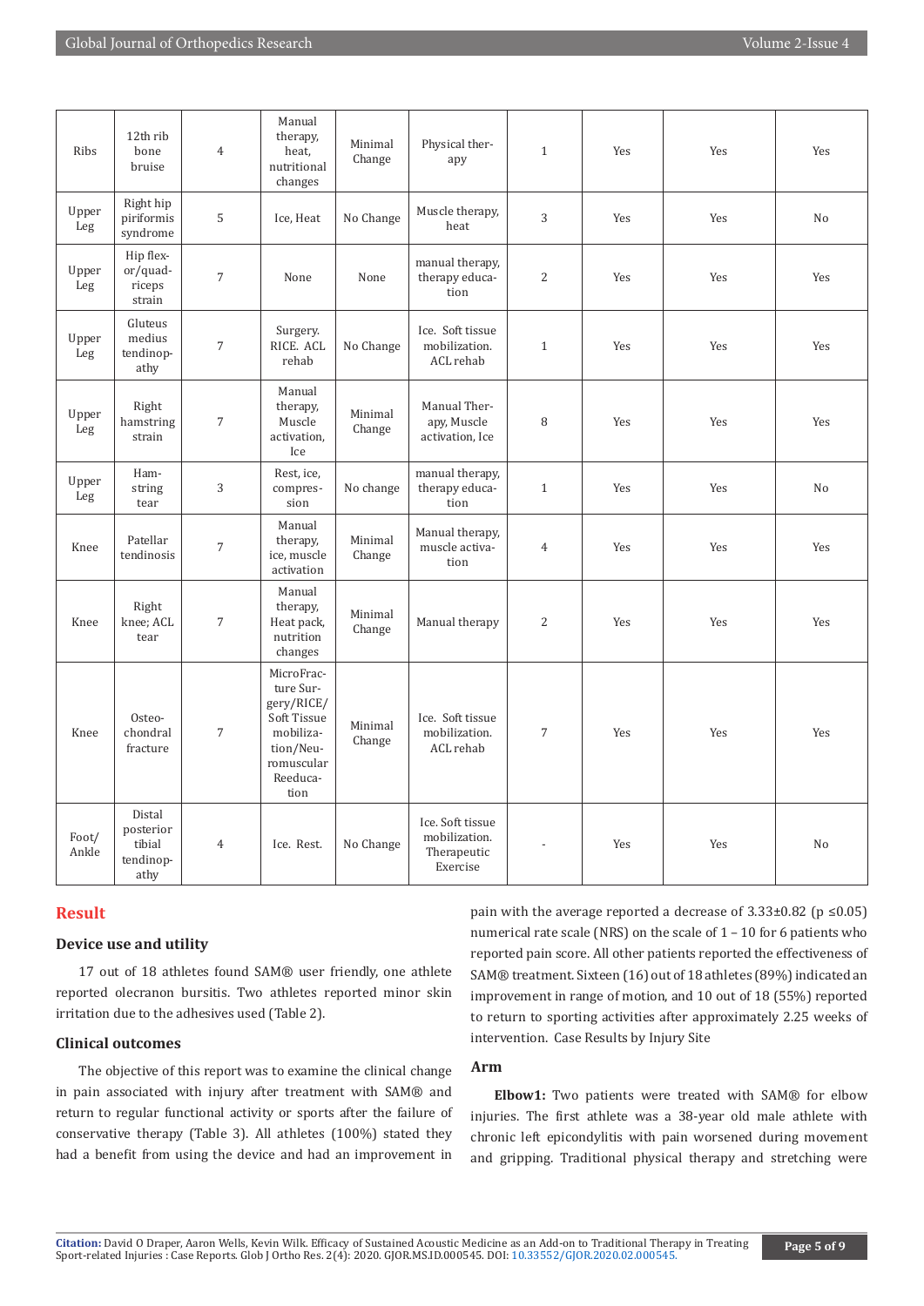| | | | | | | | | | |
|---|---|---|---|---|---|---|---|---|---|
| Ribs | 12th rib bone bruise | 4 | Manual therapy, heat, nutritional changes | Minimal Change | Physical therapy | 1 | Yes | Yes | Yes |
| Upper Leg | Right hip piriformis syndrome | 5 | Ice, Heat | No Change | Muscle therapy, heat | 3 | Yes | Yes | No |
| Upper Leg | Hip flexor/quadriceps strain | 7 | None | None | manual therapy, therapy education | 2 | Yes | Yes | Yes |
| Upper Leg | Gluteus medius tendinopathy | 7 | Surgery. RICE. ACL rehab | No Change | Ice. Soft tissue mobilization. ACL rehab | 1 | Yes | Yes | Yes |
| Upper Leg | Right hamstring strain | 7 | Manual therapy, Muscle activation, Ice | Minimal Change | Manual Therapy, Muscle activation, Ice | 8 | Yes | Yes | Yes |
| Upper Leg | Hamstring tear | 3 | Rest, ice, compression | No change | manual therapy, therapy education | 1 | Yes | Yes | No |
| Knee | Patellar tendinosis | 7 | Manual therapy, ice, muscle activation | Minimal Change | Manual therapy, muscle activation | 4 | Yes | Yes | Yes |
| Knee | Right knee; ACL tear | 7 | Manual therapy, Heat pack, nutrition changes | Minimal Change | Manual therapy | 2 | Yes | Yes | Yes |
| Knee | Osteochondral fracture | 7 | MicroFracture Surgery/RICE/ Soft Tissue mobilization/Neuromuscular Reeducation | Minimal Change | Ice. Soft tissue mobilization. ACL rehab | 7 | Yes | Yes | Yes |
| Foot/ Ankle | Distal posterior tibial tendinopathy | 4 | Ice. Rest. | No Change | Ice. Soft tissue mobilization. Therapeutic Exercise | - | Yes | Yes | No |

## Result

### Device use and utility

17 out of 18 athletes found SAM® user friendly, one athlete reported olecranon bursitis. Two athletes reported minor skin irritation due to the adhesives used (Table 2).

### Clinical outcomes

The objective of this report was to examine the clinical change in pain associated with injury after treatment with SAM® and return to regular functional activity or sports after the failure of conservative therapy (Table 3). All athletes (100%) stated they had a benefit from using the device and had an improvement in pain with the average reported a decrease of 3.33±0.82 ($p \leq 0.05$) numerical rate scale (NRS) on the scale of 1 – 10 for 6 patients who reported pain score. All other patients reported the effectiveness of SAM® treatment. Sixteen (16) out of 18 athletes (89%) indicated an improvement in range of motion, and 10 out of 18 (55%) reported to return to sporting activities after approximately 2.25 weeks of intervention. Case Results by Injury Site

### Arm

**Elbow1:** Two patients were treated with SAM® for elbow injuries. The first athlete was a 38-year old male athlete with chronic left epicondylitis with pain worsened during movement and gripping. Traditional physical therapy and stretching were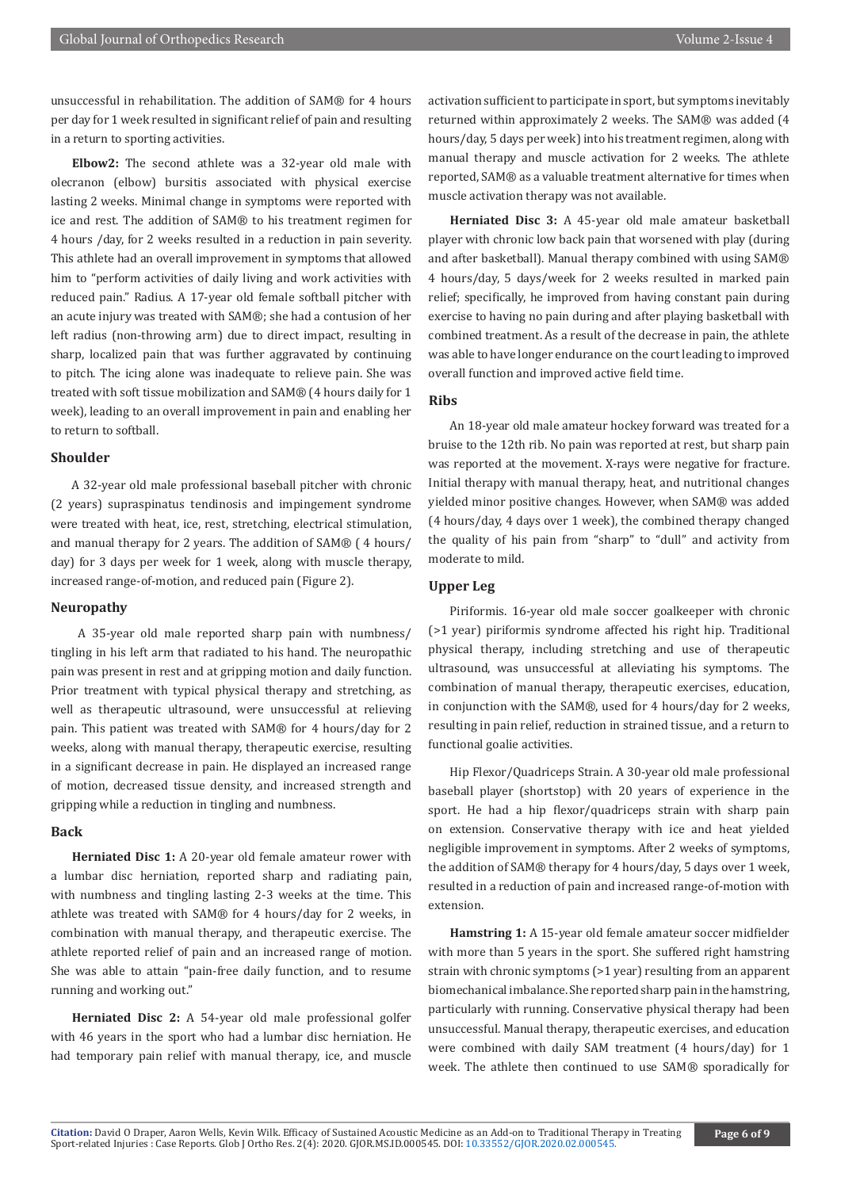unsuccessful in rehabilitation. The addition of SAM® for 4 hours per day for 1 week resulted in significant relief of pain and resulting in a return to sporting activities.

**Elbow2:** The second athlete was a 32-year old male with olecranon (elbow) bursitis associated with physical exercise lasting 2 weeks. Minimal change in symptoms were reported with ice and rest. The addition of SAM® to his treatment regimen for 4 hours /day, for 2 weeks resulted in a reduction in pain severity. This athlete had an overall improvement in symptoms that allowed him to "perform activities of daily living and work activities with reduced pain." Radius. A 17-year old female softball pitcher with an acute injury was treated with SAM®; she had a contusion of her left radius (non-throwing arm) due to direct impact, resulting in sharp, localized pain that was further aggravated by continuing to pitch. The icing alone was inadequate to relieve pain. She was treated with soft tissue mobilization and SAM® (4 hours daily for 1 week), leading to an overall improvement in pain and enabling her to return to softball.

### Shoulder

A 32-year old male professional baseball pitcher with chronic (2 years) supraspinatus tendinosis and impingement syndrome were treated with heat, ice, rest, stretching, electrical stimulation, and manual therapy for 2 years. The addition of SAM® ( 4 hours/ day) for 3 days per week for 1 week, along with muscle therapy, increased range-of-motion, and reduced pain (Figure 2).

### Neuropathy

A 35-year old male reported sharp pain with numbness/ tingling in his left arm that radiated to his hand. The neuropathic pain was present in rest and at gripping motion and daily function. Prior treatment with typical physical therapy and stretching, as well as therapeutic ultrasound, were unsuccessful at relieving pain. This patient was treated with SAM® for 4 hours/day for 2 weeks, along with manual therapy, therapeutic exercise, resulting in a significant decrease in pain. He displayed an increased range of motion, decreased tissue density, and increased strength and gripping while a reduction in tingling and numbness.

### Back

**Herniated Disc 1:** A 20-year old female amateur rower with a lumbar disc herniation, reported sharp and radiating pain, with numbness and tingling lasting 2-3 weeks at the time. This athlete was treated with SAM® for 4 hours/day for 2 weeks, in combination with manual therapy, and therapeutic exercise. The athlete reported relief of pain and an increased range of motion. She was able to attain "pain-free daily function, and to resume running and working out."

**Herniated Disc 2:** A 54-year old male professional golfer with 46 years in the sport who had a lumbar disc herniation. He had temporary pain relief with manual therapy, ice, and muscle activation sufficient to participate in sport, but symptoms inevitably returned within approximately 2 weeks. The SAM® was added (4 hours/day, 5 days per week) into his treatment regimen, along with manual therapy and muscle activation for 2 weeks. The athlete reported, SAM® as a valuable treatment alternative for times when muscle activation therapy was not available.

**Herniated Disc 3:** A 45-year old male amateur basketball player with chronic low back pain that worsened with play (during and after basketball). Manual therapy combined with using SAM® 4 hours/day, 5 days/week for 2 weeks resulted in marked pain relief; specifically, he improved from having constant pain during exercise to having no pain during and after playing basketball with combined treatment. As a result of the decrease in pain, the athlete was able to have longer endurance on the court leading to improved overall function and improved active field time.

### Ribs

An 18-year old male amateur hockey forward was treated for a bruise to the 12th rib. No pain was reported at rest, but sharp pain was reported at the movement. X-rays were negative for fracture. Initial therapy with manual therapy, heat, and nutritional changes yielded minor positive changes. However, when SAM® was added (4 hours/day, 4 days over 1 week), the combined therapy changed the quality of his pain from "sharp" to "dull" and activity from moderate to mild.

### Upper Leg

Piriformis. 16-year old male soccer goalkeeper with chronic (>1 year) piriformis syndrome affected his right hip. Traditional physical therapy, including stretching and use of therapeutic ultrasound, was unsuccessful at alleviating his symptoms. The combination of manual therapy, therapeutic exercises, education, in conjunction with the SAM®, used for 4 hours/day for 2 weeks, resulting in pain relief, reduction in strained tissue, and a return to functional goalie activities.

Hip Flexor/Quadriceps Strain. A 30-year old male professional baseball player (shortstop) with 20 years of experience in the sport. He had a hip flexor/quadriceps strain with sharp pain on extension. Conservative therapy with ice and heat yielded negligible improvement in symptoms. After 2 weeks of symptoms, the addition of SAM® therapy for 4 hours/day, 5 days over 1 week, resulted in a reduction of pain and increased range-of-motion with extension.

**Hamstring 1:** A 15-year old female amateur soccer midfielder with more than 5 years in the sport. She suffered right hamstring strain with chronic symptoms (>1 year) resulting from an apparent biomechanical imbalance. She reported sharp pain in the hamstring, particularly with running. Conservative physical therapy had been unsuccessful. Manual therapy, therapeutic exercises, and education were combined with daily SAM treatment (4 hours/day) for 1 week. The athlete then continued to use SAM® sporadically for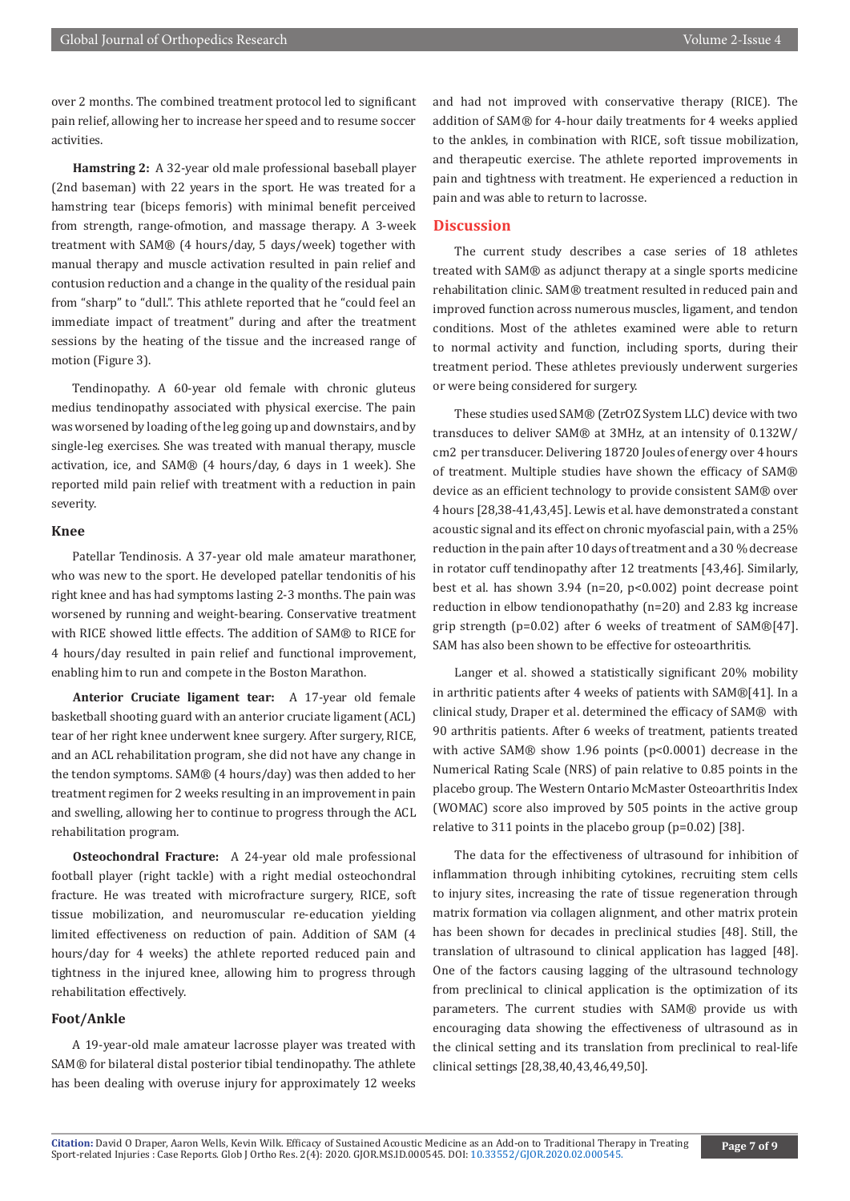over 2 months. The combined treatment protocol led to significant pain relief, allowing her to increase her speed and to resume soccer activities.

**Hamstring 2:** A 32-year old male professional baseball player (2nd baseman) with 22 years in the sport. He was treated for a hamstring tear (biceps femoris) with minimal benefit perceived from strength, range-ofmotion, and massage therapy. A 3-week treatment with SAM® (4 hours/day, 5 days/week) together with manual therapy and muscle activation resulted in pain relief and contusion reduction and a change in the quality of the residual pain from "sharp" to "dull.". This athlete reported that he "could feel an immediate impact of treatment" during and after the treatment sessions by the heating of the tissue and the increased range of motion (Figure 3).

Tendinopathy. A 60-year old female with chronic gluteus medius tendinopathy associated with physical exercise. The pain was worsened by loading of the leg going up and downstairs, and by single-leg exercises. She was treated with manual therapy, muscle activation, ice, and SAM® (4 hours/day, 6 days in 1 week). She reported mild pain relief with treatment with a reduction in pain severity.

### Knee

Patellar Tendinosis. A 37-year old male amateur marathoner, who was new to the sport. He developed patellar tendonitis of his right knee and has had symptoms lasting 2-3 months. The pain was worsened by running and weight-bearing. Conservative treatment with RICE showed little effects. The addition of SAM® to RICE for 4 hours/day resulted in pain relief and functional improvement, enabling him to run and compete in the Boston Marathon.

**Anterior Cruciate ligament tear:** A 17-year old female basketball shooting guard with an anterior cruciate ligament (ACL) tear of her right knee underwent knee surgery. After surgery, RICE, and an ACL rehabilitation program, she did not have any change in the tendon symptoms. SAM® (4 hours/day) was then added to her treatment regimen for 2 weeks resulting in an improvement in pain and swelling, allowing her to continue to progress through the ACL rehabilitation program.

**Osteochondral Fracture:** A 24-year old male professional football player (right tackle) with a right medial osteochondral fracture. He was treated with microfracture surgery, RICE, soft tissue mobilization, and neuromuscular re-education yielding limited effectiveness on reduction of pain. Addition of SAM (4 hours/day for 4 weeks) the athlete reported reduced pain and tightness in the injured knee, allowing him to progress through rehabilitation effectively.

### Foot/Ankle

A 19-year-old male amateur lacrosse player was treated with SAM® for bilateral distal posterior tibial tendinopathy. The athlete has been dealing with overuse injury for approximately 12 weeks and had not improved with conservative therapy (RICE). The addition of SAM® for 4-hour daily treatments for 4 weeks applied to the ankles, in combination with RICE, soft tissue mobilization, and therapeutic exercise. The athlete reported improvements in pain and tightness with treatment. He experienced a reduction in pain and was able to return to lacrosse.

## Discussion

The current study describes a case series of 18 athletes treated with SAM® as adjunct therapy at a single sports medicine rehabilitation clinic. SAM® treatment resulted in reduced pain and improved function across numerous muscles, ligament, and tendon conditions. Most of the athletes examined were able to return to normal activity and function, including sports, during their treatment period. These athletes previously underwent surgeries or were being considered for surgery.

These studies used SAM® (ZetrOZ System LLC) device with two transduces to deliver SAM® at 3MHz, at an intensity of 0.132W/cm2 per transducer. Delivering 18720 Joules of energy over 4 hours of treatment. Multiple studies have shown the efficacy of SAM® device as an efficient technology to provide consistent SAM® over 4 hours [28,38-41,43,45]. Lewis et al. have demonstrated a constant acoustic signal and its effect on chronic myofascial pain, with a 25% reduction in the pain after 10 days of treatment and a 30 % decrease in rotator cuff tendinopathy after 12 treatments [43,46]. Similarly, best et al. has shown 3.94 (n=20, p<0.002) point decrease point reduction in elbow tendionopathy (n=20) and 2.83 kg increase grip strength (p=0.02) after 6 weeks of treatment of SAM®[47]. SAM has also been shown to be effective for osteoarthritis.

Langer et al. showed a statistically significant 20% mobility in arthritic patients after 4 weeks of patients with SAM®[41]. In a clinical study, Draper et al. determined the efficacy of SAM® with 90 arthritis patients. After 6 weeks of treatment, patients treated with active SAM® show 1.96 points (p<0.0001) decrease in the Numerical Rating Scale (NRS) of pain relative to 0.85 points in the placebo group. The Western Ontario McMaster Osteoarthritis Index (WOMAC) score also improved by 505 points in the active group relative to 311 points in the placebo group (p=0.02) [38].

The data for the effectiveness of ultrasound for inhibition of inflammation through inhibiting cytokines, recruiting stem cells to injury sites, increasing the rate of tissue regeneration through matrix formation via collagen alignment, and other matrix protein has been shown for decades in preclinical studies [48]. Still, the translation of ultrasound to clinical application has lagged [48]. One of the factors causing lagging of the ultrasound technology from preclinical to clinical application is the optimization of its parameters. The current studies with SAM® provide us with encouraging data showing the effectiveness of ultrasound as in the clinical setting and its translation from preclinical to real-life clinical settings [28,38,40,43,46,49,50].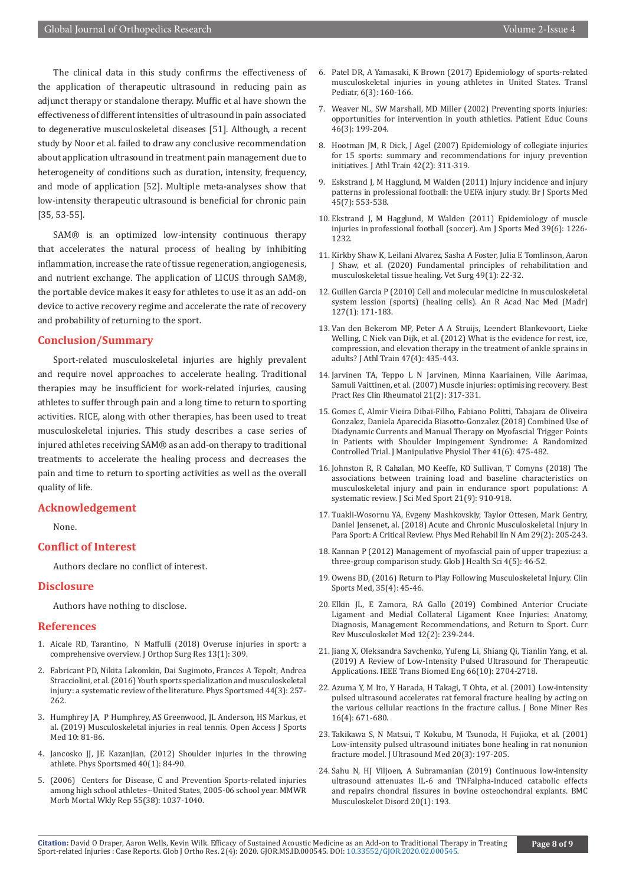The clinical data in this study confirms the effectiveness of the application of therapeutic ultrasound in reducing pain as adjunct therapy or standalone therapy. Muffic et al have shown the effectiveness of different intensities of ultrasound in pain associated to degenerative musculoskeletal diseases [51]. Although, a recent study by Noor et al. failed to draw any conclusive recommendation about application ultrasound in treatment pain management due to heterogeneity of conditions such as duration, intensity, frequency, and mode of application [52]. Multiple meta-analyses show that low-intensity therapeutic ultrasound is beneficial for chronic pain [35, 53-55].

SAM® is an optimized low-intensity continuous therapy that accelerates the natural process of healing by inhibiting inflammation, increase the rate of tissue regeneration, angiogenesis, and nutrient exchange. The application of LICUS through SAM®, the portable device makes it easy for athletes to use it as an add-on device to active recovery regime and accelerate the rate of recovery and probability of returning to the sport.

## Conclusion/Summary

Sport-related musculoskeletal injuries are highly prevalent and require novel approaches to accelerate healing. Traditional therapies may be insufficient for work-related injuries, causing athletes to suffer through pain and a long time to return to sporting activities. RICE, along with other therapies, has been used to treat musculoskeletal injuries. This study describes a case series of injured athletes receiving SAM® as an add-on therapy to traditional treatments to accelerate the healing process and decreases the pain and time to return to sporting activities as well as the overall quality of life.

## Acknowledgement

None.

## Conflict of Interest

Authors declare no conflict of interest.

## Disclosure

Authors have nothing to disclose.

## References

1. Aicale RD, Tarantino, N Maffulli (2018) Overuse injuries in sport: a comprehensive overview. J Orthop Surg Res 13(1): 309.
2. Fabricant PD, Nikita Lakomkin, Dai Sugimoto, Frances A Tepolt, Andrea Stracciolini, et al. (2016) Youth sports specialization and musculoskeletal injury: a systematic review of the literature. Phys Sportsmed 44(3): 257-262.
3. Humphrey JA, P Humphrey, AS Greenwood, JL Anderson, HS Markus, et al. (2019) Musculoskeletal injuries in real tennis. Open Access J Sports Med 10: 81-86.
4. Jancosko JJ, JE Kazanjian, (2012) Shoulder injuries in the throwing athlete. Phys Sportsmed 40(1): 84-90.
5. (2006) Centers for Disease, C and Prevention Sports-related injuries among high school athletes--United States, 2005-06 school year. MMWR Morb Mortal Wkly Rep 55(38): 1037-1040.
6. Patel DR, A Yamasaki, K Brown (2017) Epidemiology of sports-related musculoskeletal injuries in young athletes in United States. Transl Pediatr, 6(3): 160-166.
7. Weaver NL, SW Marshall, MD Miller (2002) Preventing sports injuries: opportunities for intervention in youth athletics. Patient Educ Couns 46(3): 199-204.
8. Hootman JM, R Dick, J Agel (2007) Epidemiology of collegiate injuries for 15 sports: summary and recommendations for injury prevention initiatives. J Athl Train 42(2): 311-319.
9. Eskstrand J, M Hagglund, M Walden (2011) Injury incidence and injury patterns in professional football: the UEFA injury study. Br J Sports Med 45(7): 553-538.
10. Ekstrand J, M Hagglund, M Walden (2011) Epidemiology of muscle injuries in professional football (soccer). Am J Sports Med 39(6): 1226-1232.
11. Kirkby Shaw K, Leilani Alvarez, Sasha A Foster, Julia E Tomlinson, Aaron J Shaw, et al. (2020) Fundamental principles of rehabilitation and musculoskeletal tissue healing. Vet Surg 49(1): 22-32.
12. Guillen Garcia P (2010) Cell and molecular medicine in musculoskeletal system lession (sports) (healing cells). An R Acad Nac Med (Madr) 127(1): 171-183.
13. Van den Bekerom MP, Peter A A Struijs, Leendert Blankevoort, Lieke Welling, C Niek van Dijk, et al. (2012) What is the evidence for rest, ice, compression, and elevation therapy in the treatment of ankle sprains in adults? J Athl Train 47(4): 435-443.
14. Jarvinen TA, Teppo L N Jarvinen, Minna Kaariainen, Ville Aarimaa, Samuli Vaittinen, et al. (2007) Muscle injuries: optimising recovery. Best Pract Res Clin Rheumatol 21(2): 317-331.
15. Gomes C, Almir Vieira Dibai-Filho, Fabiano Politti, Tabajara de Oliveira Gonzalez, Daniela Aparecida Biasotto-Gonzalez (2018) Combined Use of Diadynamic Currents and Manual Therapy on Myofascial Trigger Points in Patients with Shoulder Impingement Syndrome: A Randomized Controlled Trial. J Manipulative Physiol Ther 41(6): 475-482.
16. Johnston R, R Cahalan, MO Keeffe, KO Sullivan, T Comyns (2018) The associations between training load and baseline characteristics on musculoskeletal injury and pain in endurance sport populations: A systematic review. J Sci Med Sport 21(9): 910-918.
17. Tuakli-Wosornu YA, Evgeny Mashkovskiy, Taylor Ottesen, Mark Gentry, Daniel Jensenet, al. (2018) Acute and Chronic Musculoskeletal Injury in Para Sport: A Critical Review. Phys Med Rehabil lin N Am 29(2): 205-243.
18. Kannan P (2012) Management of myofascial pain of upper trapezius: a three-group comparison study. Glob J Health Sci 4(5): 46-52.
19. Owens BD, (2016) Return to Play Following Musculoskeletal Injury. Clin Sports Med, 35(4): 45-46.
20. Elkin JL, E Zamora, RA Gallo (2019) Combined Anterior Cruciate Ligament and Medial Collateral Ligament Knee Injuries: Anatomy, Diagnosis, Management Recommendations, and Return to Sport. Curr Rev Musculoskelet Med 12(2): 239-244.
21. Jiang X, Oleksandra Savchenko, Yufeng Li, Shiang Qi, Tianlin Yang, et al. (2019) A Review of Low-Intensity Pulsed Ultrasound for Therapeutic Applications. IEEE Trans Biomed Eng 66(10): 2704-2718.
22. Azuma Y, M Ito, Y Harada, H Takagi, T Ohta, et al. (2001) Low-intensity pulsed ultrasound accelerates rat femoral fracture healing by acting on the various cellular reactions in the fracture callus. J Bone Miner Res 16(4): 671-680.
23. Takikawa S, N Matsui, T Kokubu, M Tsunoda, H Fujioka, et al. (2001) Low-intensity pulsed ultrasound initiates bone healing in rat nonunion fracture model. J Ultrasound Med 20(3): 197-205.
24. Sahu N, HJ Viljoen, A Subramanian (2019) Continuous low-intensity ultrasound attenuates IL-6 and TNFalpha-induced catabolic effects and repairs chondral fissures in bovine osteochondral explants. BMC Musculoskelet Disord 20(1): 193.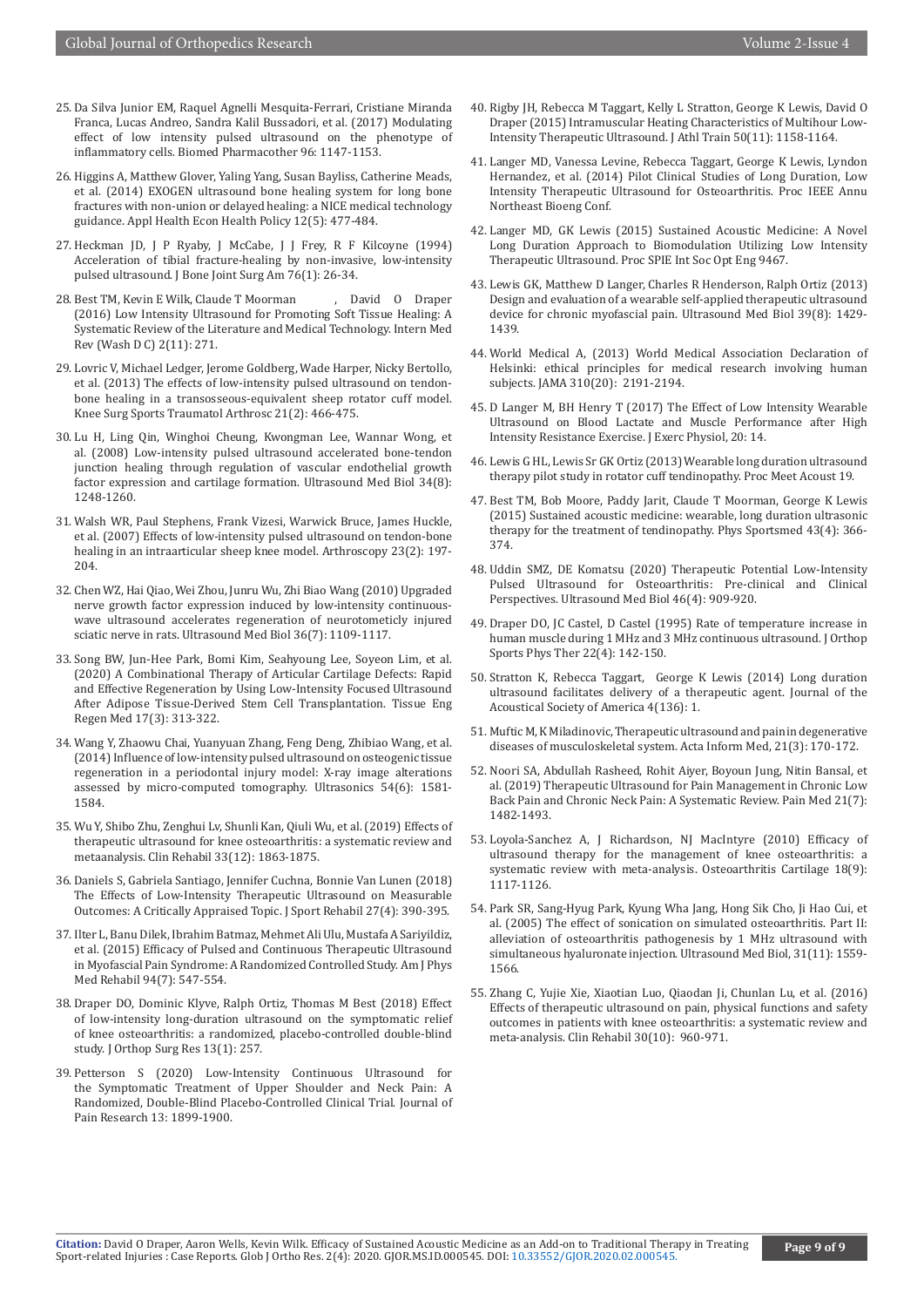25. Da Silva Junior EM, Raquel Agnelli Mesquita-Ferrari, Cristiane Miranda Franca, Lucas Andreo, Sandra Kalil Bussadori, et al. (2017) Modulating effect of low intensity pulsed ultrasound on the phenotype of inflammatory cells. Biomed Pharmacother 96: 1147-1153.

26. Higgins A, Matthew Glover, Yaling Yang, Susan Bayliss, Catherine Meads, et al. (2014) EXOGEN ultrasound bone healing system for long bone fractures with non-union or delayed healing: a NICE medical technology guidance. Appl Health Econ Health Policy 12(5): 477-484.

27. Heckman JD, J P Ryaby, J McCabe, J J Frey, R F Kilcoyne (1994) Acceleration of tibial fracture-healing by non-invasive, low-intensity pulsed ultrasound. J Bone Joint Surg Am 76(1): 26-34.

28. Best TM, Kevin E Wilk, Claude T Moorman , David O Draper (2016) Low Intensity Ultrasound for Promoting Soft Tissue Healing: A Systematic Review of the Literature and Medical Technology. Intern Med Rev (Wash D C) 2(11): 271.

29. Lovric V, Michael Ledger, Jerome Goldberg, Wade Harper, Nicky Bertollo, et al. (2013) The effects of low-intensity pulsed ultrasound on tendon-bone healing in a transosseous-equivalent sheep rotator cuff model. Knee Surg Sports Traumatol Arthrosc 21(2): 466-475.

30. Lu H, Ling Qin, Wingho Cheung, Kwongman Lee, Wannar Wong, et al. (2008) Low-intensity pulsed ultrasound accelerated bone-tendon junction healing through regulation of vascular endothelial growth factor expression and cartilage formation. Ultrasound Med Biol 34(8): 1248-1260.

31. Walsh WR, Paul Stephens, Frank Vizesi, Warwick Bruce, James Huckle, et al. (2007) Effects of low-intensity pulsed ultrasound on tendon-bone healing in an intraarticular sheep knee model. Arthroscopy 23(2): 197-204.

32. Chen WZ, Hai Qiao, Wei Zhou, Junru Wu, Zhi Biao Wang (2010) Upgraded nerve growth factor expression induced by low-intensity continuous-wave ultrasound accelerates regeneration of neurotometicly injured sciatic nerve in rats. Ultrasound Med Biol 36(7): 1109-1117.

33. Song BW, Jun-Hee Park, Bomi Kim, Seahyoung Lee, Soyeon Lim, et al. (2020) A Combinational Therapy of Articular Cartilage Defects: Rapid and Effective Regeneration by Using Low-Intensity Focused Ultrasound After Adipose Tissue-Derived Stem Cell Transplantation. Tissue Eng Regen Med 17(3): 313-322.

34. Wang Y, Zhaowu Chai, Yuanyuan Zhang, Feng Deng, Zhibiao Wang, et al. (2014) Influence of low-intensity pulsed ultrasound on osteogenic tissue regeneration in a periodontal injury model: X-ray image alterations assessed by micro-computed tomography. Ultrasonics 54(6): 1581-1584.

35. Wu Y, Shibo Zhu, Zenghui Lv, Shunli Kan, Qiuli Wu, et al. (2019) Effects of therapeutic ultrasound for knee osteoarthritis: a systematic review and metaanalysis. Clin Rehabil 33(12): 1863-1875.

36. Daniels S, Gabriela Santiago, Jennifer Cuchna, Bonnie Van Lunen (2018) The Effects of Low-Intensity Therapeutic Ultrasound on Measurable Outcomes: A Critically Appraised Topic. J Sport Rehabil 27(4): 390-395.

37. Ilter L, Banu Dilek, Ibrahim Batmaz, Mehmet Ali Ulu, Mustafa A Sariyildiz, et al. (2015) Efficacy of Pulsed and Continuous Therapeutic Ultrasound in Myofascial Pain Syndrome: A Randomized Controlled Study. Am J Phys Med Rehabil 94(7): 547-554.

38. Draper DO, Dominic Klyve, Ralph Ortiz, Thomas M Best (2018) Effect of low-intensity long-duration ultrasound on the symptomatic relief of knee osteoarthritis: a randomized, placebo-controlled double-blind study. J Orthop Surg Res 13(1): 257.

39. Petterson S (2020) Low-Intensity Continuous Ultrasound for the Symptomatic Treatment of Upper Shoulder and Neck Pain: A Randomized, Double-Blind Placebo-Controlled Clinical Trial. Journal of Pain Research 13: 1899-1900.

40. Rigby JH, Rebecca M Taggart, Kelly L Stratton, George K Lewis, David O Draper (2015) Intramuscular Heating Characteristics of Multihour Low-Intensity Therapeutic Ultrasound. J Athl Train 50(11): 1158-1164.

41. Langer MD, Vanessa Levine, Rebecca Taggart, George K Lewis, Lyndon Hernandez, et al. (2014) Pilot Clinical Studies of Long Duration, Low Intensity Therapeutic Ultrasound for Osteoarthritis. Proc IEEE Annu Northeast Bioeng Conf.

42. Langer MD, GK Lewis (2015) Sustained Acoustic Medicine: A Novel Long Duration Approach to Biomodulation Utilizing Low Intensity Therapeutic Ultrasound. Proc SPIE Int Soc Opt Eng 9467.

43. Lewis GK, Matthew D Langer, Charles R Henderson, Ralph Ortiz (2013) Design and evaluation of a wearable self-applied therapeutic ultrasound device for chronic myofascial pain. Ultrasound Med Biol 39(8): 1429-1439.

44. World Medical A, (2013) World Medical Association Declaration of Helsinki: ethical principles for medical research involving human subjects. JAMA 310(20): 2191-2194.

45. D Langer M, BH Henry T (2017) The Effect of Low Intensity Wearable Ultrasound on Blood Lactate and Muscle Performance after High Intensity Resistance Exercise. J Exerc Physiol, 20: 14.

46. Lewis G HL, Lewis Sr GK Ortiz (2013) Wearable long duration ultrasound therapy pilot study in rotator cuff tendinopathy. Proc Meet Acoust 19.

47. Best TM, Bob Moore, Paddy Jarit, Claude T Moorman, George K Lewis (2015) Sustained acoustic medicine: wearable, long duration ultrasonic therapy for the treatment of tendinopathy. Phys Sportsmed 43(4): 366-374.

48. Uddin SMZ, DE Komatsu (2020) Therapeutic Potential Low-Intensity Pulsed Ultrasound for Osteoarthritis: Pre-clinical and Clinical Perspectives. Ultrasound Med Biol 46(4): 909-920.

49. Draper DO, JC Castel, D Castel (1995) Rate of temperature increase in human muscle during 1 MHz and 3 MHz continuous ultrasound. J Orthop Sports Phys Ther 22(4): 142-150.

50. Stratton K, Rebecca Taggart, George K Lewis (2014) Long duration ultrasound facilitates delivery of a therapeutic agent. Journal of the Acoustical Society of America 4(136): 1.

51. Muftic M, K Miladinovic, Therapeutic ultrasound and pain in degenerative diseases of musculoskeletal system. Acta Inform Med, 21(3): 170-172.

52. Noori SA, Abdullah Rasheed, Rohit Aiyer, Boyoun Jung, Nitin Bansal, et al. (2019) Therapeutic Ultrasound for Pain Management in Chronic Low Back Pain and Chronic Neck Pain: A Systematic Review. Pain Med 21(7): 1482-1493.

53. Loyola-Sanchez A, J Richardson, NJ MacIntyre (2010) Efficacy of ultrasound therapy for the management of knee osteoarthritis: a systematic review with meta-analysis. Osteoarthritis Cartilage 18(9): 1117-1126.

54. Park SR, Sang-Hyug Park, Kyung Wha Jang, Hong Sik Cho, Ji Hao Cui, et al. (2005) The effect of sonication on simulated osteoarthritis. Part II: alleviation of osteoarthritis pathogenesis by 1 MHz ultrasound with simultaneous hyaluronate injection. Ultrasound Med Biol, 31(11): 1559-1566.

55. Zhang C, Yujie Xie, Xiaotian Luo, Qiaodan Ji, Chunlan Lu, et al. (2016) Effects of therapeutic ultrasound on pain, physical functions and safety outcomes in patients with knee osteoarthritis: a systematic review and meta-analysis. Clin Rehabil 30(10): 960-971.